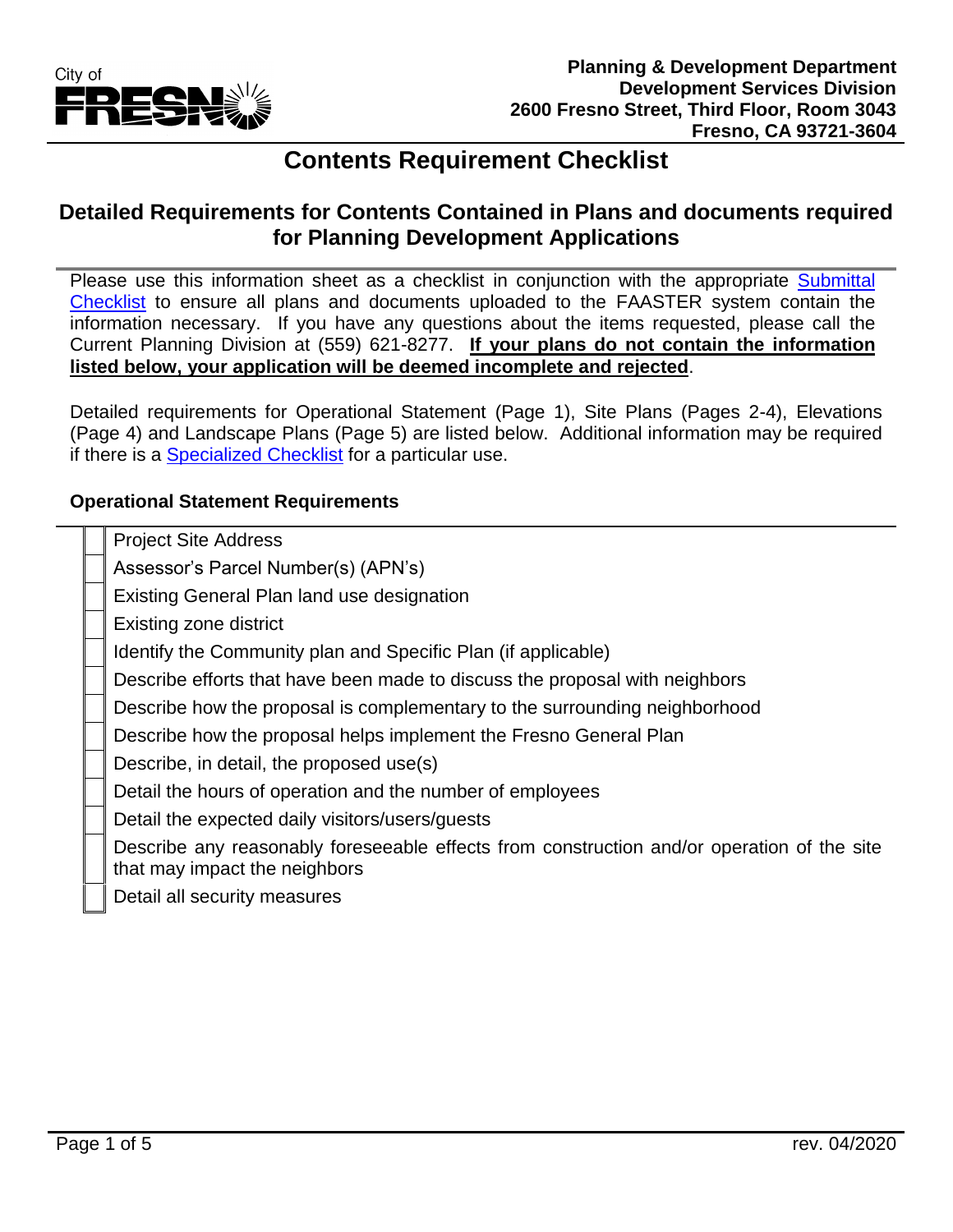City of FRESNO

**Planning & Development Department**
**Development Services Division**
**2600 Fresno Street, Third Floor, Room 3043**
**Fresno, CA 93721-3604**

# Contents Requirement Checklist

## Detailed Requirements for Contents Contained in Plans and documents required for Planning Development Applications

Please use this information sheet as a checklist in conjunction with the appropriate Submittal Checklist to ensure all plans and documents uploaded to the FAASTER system contain the information necessary. If you have any questions about the items requested, please call the Current Planning Division at (559) 621-8277. **If your plans do not contain the information listed below, your application will be deemed incomplete and rejected**.

Detailed requirements for Operational Statement (Page 1), Site Plans (Pages 2-4), Elevations (Page 4) and Landscape Plans (Page 5) are listed below. Additional information may be required if there is a Specialized Checklist for a particular use.

### Operational Statement Requirements

- [ ] Project Site Address
- [ ] Assessor's Parcel Number(s) (APN's)
- [ ] Existing General Plan land use designation
- [ ] Existing zone district
- [ ] Identify the Community plan and Specific Plan (if applicable)
- [ ] Describe efforts that have been made to discuss the proposal with neighbors
- [ ] Describe how the proposal is complementary to the surrounding neighborhood
- [ ] Describe how the proposal helps implement the Fresno General Plan
- [ ] Describe, in detail, the proposed use(s)
- [ ] Detail the hours of operation and the number of employees
- [ ] Detail the expected daily visitors/users/guests
- [ ] Describe any reasonably foreseeable effects from construction and/or operation of the site that may impact the neighbors
- [ ] Detail all security measures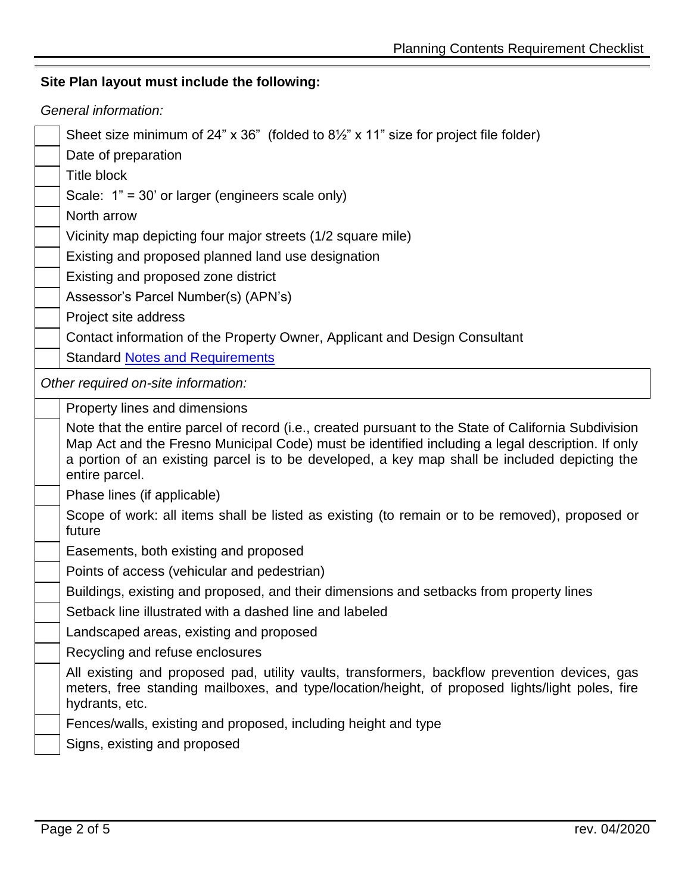**Site Plan layout must include the following:**

*General information:*

| | |
|---|---|
| | Sheet size minimum of 24" x 36" (folded to 8½" x 11" size for project file folder) |
| | Date of preparation |
| | Title block |
| | Scale: 1" = 30' or larger (engineers scale only) |
| | North arrow |
| | Vicinity map depicting four major streets (1/2 square mile) |
| | Existing and proposed planned land use designation |
| | Existing and proposed zone district |
| | Assessor's Parcel Number(s) (APN's) |
| | Project site address |
| | Contact information of the Property Owner, Applicant and Design Consultant |
| | Standard [Notes and Requirements]() |

*Other required on-site information:*

| | |
|---|---|
| | Property lines and dimensions |
| | Note that the entire parcel of record (i.e., created pursuant to the State of California Subdivision Map Act and the Fresno Municipal Code) must be identified including a legal description. If only a portion of an existing parcel is to be developed, a key map shall be included depicting the entire parcel. |
| | Phase lines (if applicable) |
| | Scope of work: all items shall be listed as existing (to remain or to be removed), proposed or future |
| | Easements, both existing and proposed |
| | Points of access (vehicular and pedestrian) |
| | Buildings, existing and proposed, and their dimensions and setbacks from property lines |
| | Setback line illustrated with a dashed line and labeled |
| | Landscaped areas, existing and proposed |
| | Recycling and refuse enclosures |
| | All existing and proposed pad, utility vaults, transformers, backflow prevention devices, gas meters, free standing mailboxes, and type/location/height, of proposed lights/light poles, fire hydrants, etc. |
| | Fences/walls, existing and proposed, including height and type |
| | Signs, existing and proposed |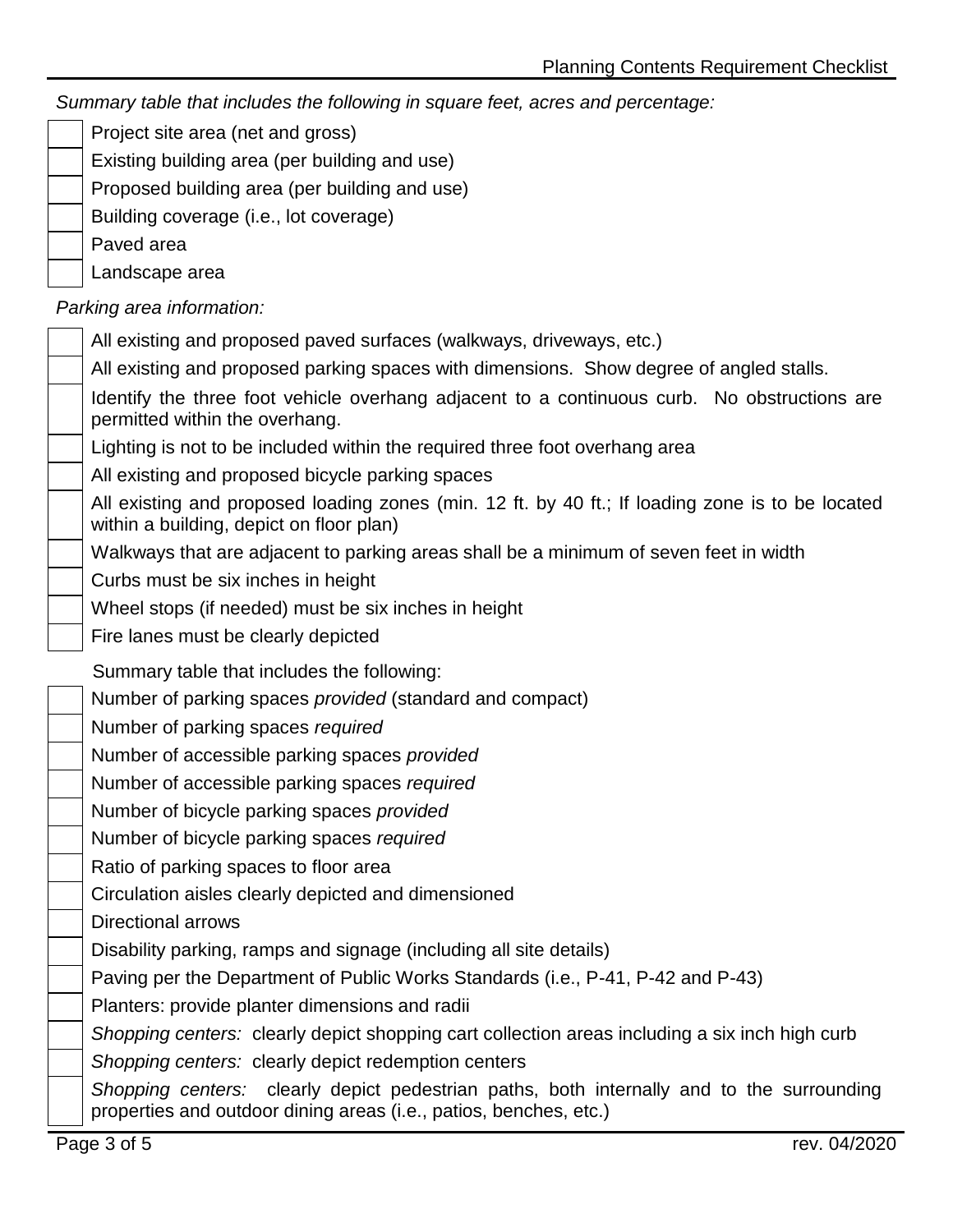*Summary table that includes the following in square feet, acres and percentage:*

- [ ] Project site area (net and gross)
- [ ] Existing building area (per building and use)
- [ ] Proposed building area (per building and use)
- [ ] Building coverage (i.e., lot coverage)
- [ ] Paved area
- [ ] Landscape area

*Parking area information:*

- [ ] All existing and proposed paved surfaces (walkways, driveways, etc.)
- [ ] All existing and proposed parking spaces with dimensions. Show degree of angled stalls.
- [ ] Identify the three foot vehicle overhang adjacent to a continuous curb. No obstructions are permitted within the overhang.
- [ ] Lighting is not to be included within the required three foot overhang area
- [ ] All existing and proposed bicycle parking spaces
- [ ] All existing and proposed loading zones (min. 12 ft. by 40 ft.; If loading zone is to be located within a building, depict on floor plan)
- [ ] Walkways that are adjacent to parking areas shall be a minimum of seven feet in width
- [ ] Curbs must be six inches in height
- [ ] Wheel stops (if needed) must be six inches in height
- [ ] Fire lanes must be clearly depicted

Summary table that includes the following:

- [ ] Number of parking spaces *provided* (standard and compact)
- [ ] Number of parking spaces *required*
- [ ] Number of accessible parking spaces *provided*
- [ ] Number of accessible parking spaces *required*
- [ ] Number of bicycle parking spaces *provided*
- [ ] Number of bicycle parking spaces *required*
- [ ] Ratio of parking spaces to floor area
- [ ] Circulation aisles clearly depicted and dimensioned
- [ ] Directional arrows
- [ ] Disability parking, ramps and signage (including all site details)
- [ ] Paving per the Department of Public Works Standards (i.e., P-41, P-42 and P-43)
- [ ] Planters: provide planter dimensions and radii
- [ ] *Shopping centers:* clearly depict shopping cart collection areas including a six inch high curb
- [ ] *Shopping centers:* clearly depict redemption centers
- [ ] *Shopping centers:* clearly depict pedestrian paths, both internally and to the surrounding properties and outdoor dining areas (i.e., patios, benches, etc.)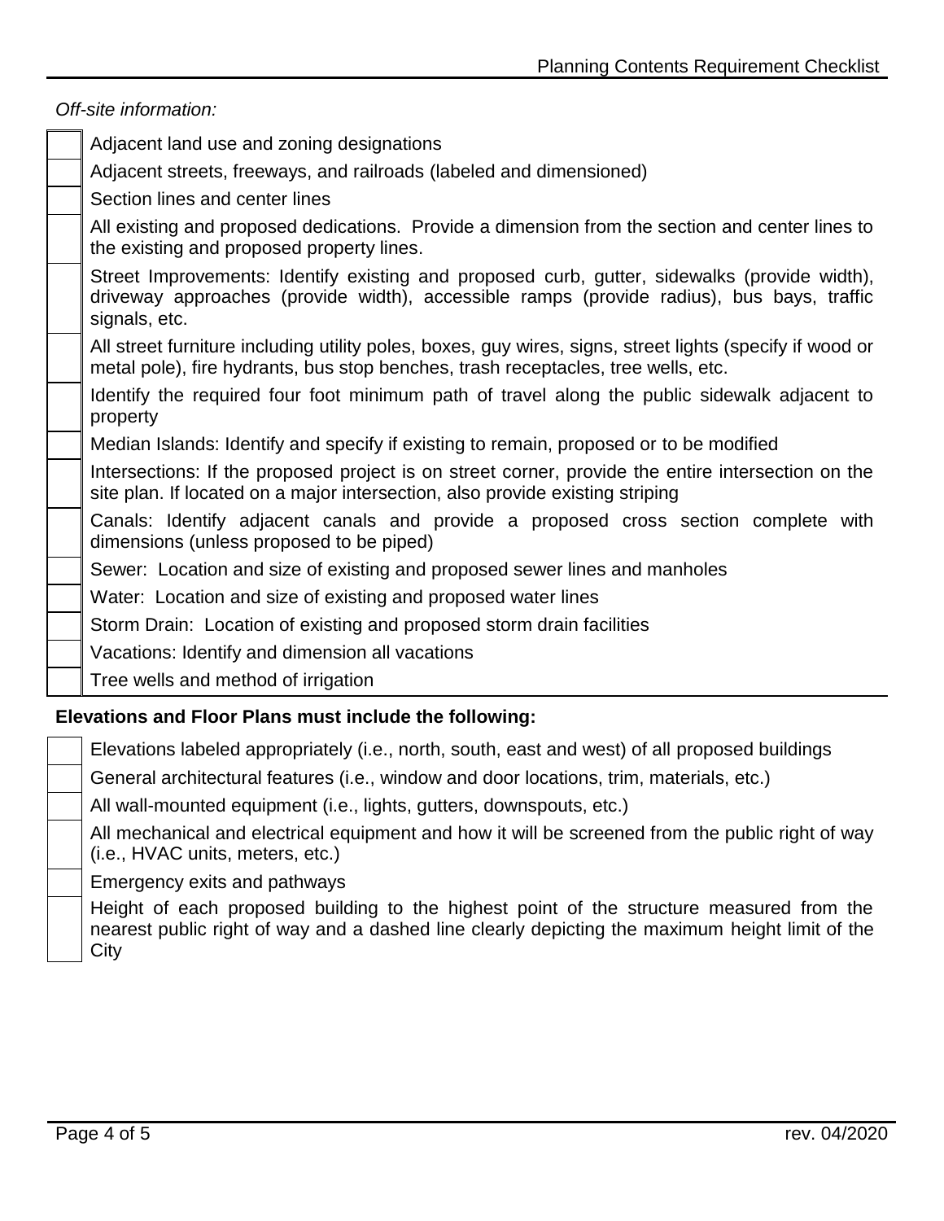*Off-site information:*

- [ ] Adjacent land use and zoning designations
- [ ] Adjacent streets, freeways, and railroads (labeled and dimensioned)
- [ ] Section lines and center lines
- [ ] All existing and proposed dedications. Provide a dimension from the section and center lines to the existing and proposed property lines.
- [ ] Street Improvements: Identify existing and proposed curb, gutter, sidewalks (provide width), driveway approaches (provide width), accessible ramps (provide radius), bus bays, traffic signals, etc.
- [ ] All street furniture including utility poles, boxes, guy wires, signs, street lights (specify if wood or metal pole), fire hydrants, bus stop benches, trash receptacles, tree wells, etc.
- [ ] Identify the required four foot minimum path of travel along the public sidewalk adjacent to property
- [ ] Median Islands: Identify and specify if existing to remain, proposed or to be modified
- [ ] Intersections: If the proposed project is on street corner, provide the entire intersection on the site plan. If located on a major intersection, also provide existing striping
- [ ] Canals: Identify adjacent canals and provide a proposed cross section complete with dimensions (unless proposed to be piped)
- [ ] Sewer: Location and size of existing and proposed sewer lines and manholes
- [ ] Water: Location and size of existing and proposed water lines
- [ ] Storm Drain: Location of existing and proposed storm drain facilities
- [ ] Vacations: Identify and dimension all vacations
- [ ] Tree wells and method of irrigation

**Elevations and Floor Plans must include the following:**

- [ ] Elevations labeled appropriately (i.e., north, south, east and west) of all proposed buildings
- [ ] General architectural features (i.e., window and door locations, trim, materials, etc.)
- [ ] All wall-mounted equipment (i.e., lights, gutters, downspouts, etc.)
- [ ] All mechanical and electrical equipment and how it will be screened from the public right of way (i.e., HVAC units, meters, etc.)
- [ ] Emergency exits and pathways
- [ ] Height of each proposed building to the highest point of the structure measured from the nearest public right of way and a dashed line clearly depicting the maximum height limit of the City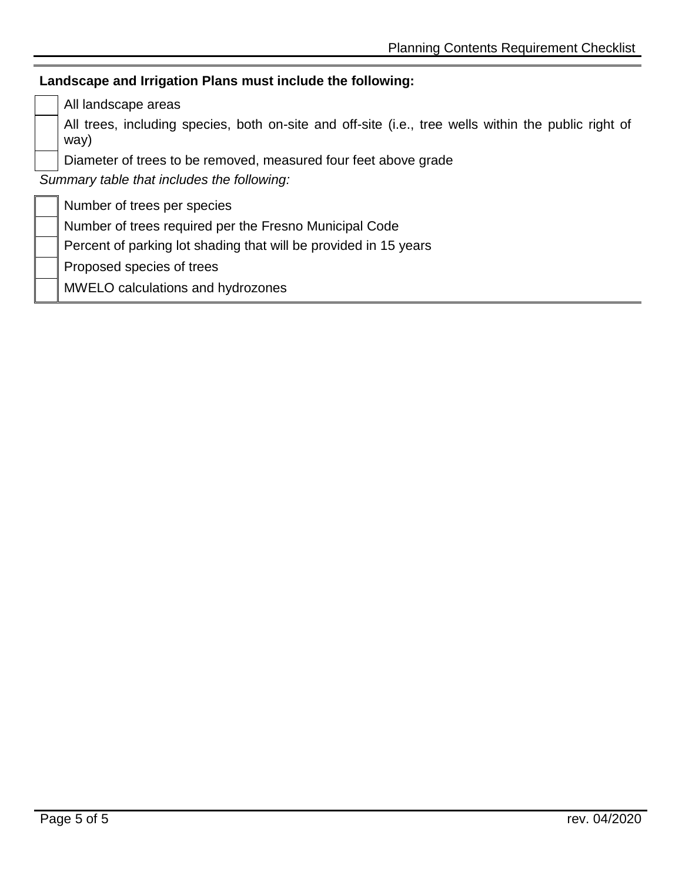**Landscape and Irrigation Plans must include the following:**

- [ ] All landscape areas
- [ ] All trees, including species, both on-site and off-site (i.e., tree wells within the public right of way)
- [ ] Diameter of trees to be removed, measured four feet above grade

*Summary table that includes the following:*

- [ ] Number of trees per species
- [ ] Number of trees required per the Fresno Municipal Code
- [ ] Percent of parking lot shading that will be provided in 15 years
- [ ] Proposed species of trees
- [ ] MWELO calculations and hydrozones